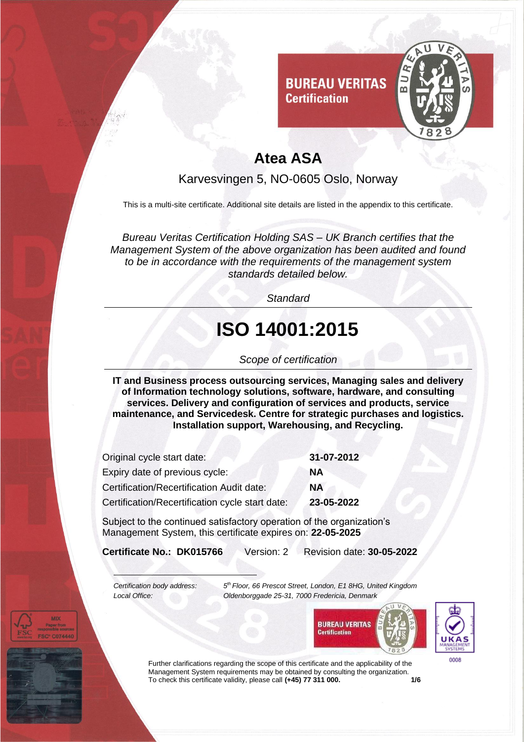# Atea ASA

Karvesvingen 5, NO-0605 Oslo, Norway

This is a multi-site certificate. Additional site details are listed in the appendix to this certificate.

*Bureau Veritas Certification Holding SAS – UK Branch certifies that the Management System of the above organization has been audited and found to be in accordance with the requirements of the management system standards detailed below.*

*Standard*

# ISO 14001:2015

*Scope of certification*

**IT and Business process outsourcing services, Managing sales and delivery of Information technology solutions, software, hardware, and consulting services. Delivery and configuration of services and products, service maintenance, and Servicedesk. Centre for strategic purchases and logistics. Installation support, Warehousing, and Recycling.**

| | |
|---|---|
| Original cycle start date: | **31-07-2012** |
| Expiry date of previous cycle: | **NA** |
| Certification/Recertification Audit date: | **NA** |
| Certification/Recertification cycle start date: | **23-05-2022** |

Subject to the continued satisfactory operation of the organization's Management System, this certificate expires on: **22-05-2025**

**Certificate No.: DK015766** Version: 2 Revision date: **30-05-2022**

*Certification body address:* *5th Floor, 66 Prescot Street, London, E1 8HG, United Kingdom*
*Local Office:* *Oldenborggade 25-31, 7000 Fredericia, Denmark*

Further clarifications regarding the scope of this certificate and the applicability of the Management System requirements may be obtained by consulting the organization.
To check this certificate validity, please call **(+45) 77 311 000.**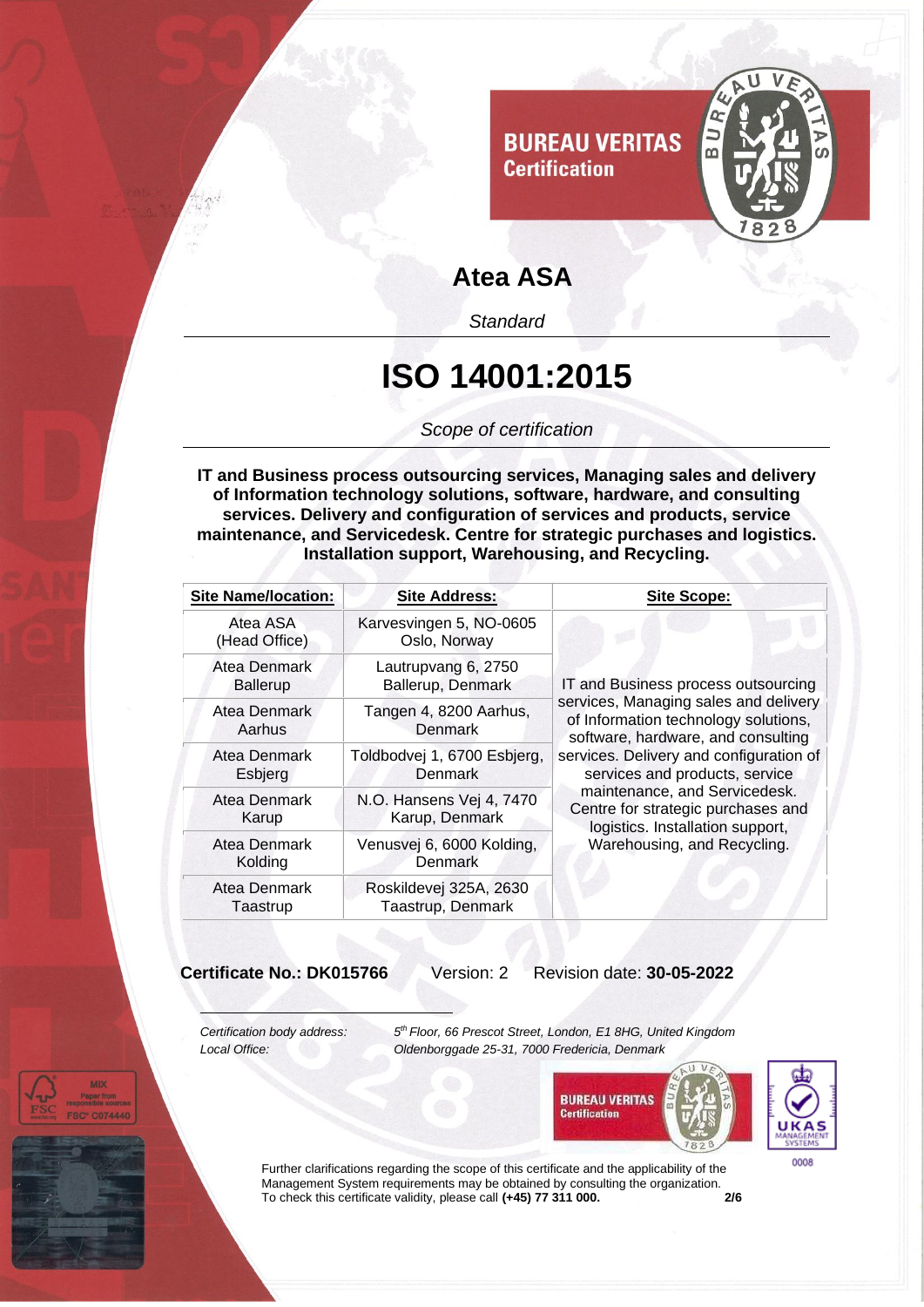BUREAU VERITAS
Certification

# Atea ASA

*Standard*

# ISO 14001:2015

*Scope of certification*

**IT and Business process outsourcing services, Managing sales and delivery of Information technology solutions, software, hardware, and consulting services. Delivery and configuration of services and products, service maintenance, and Servicedesk. Centre for strategic purchases and logistics. Installation support, Warehousing, and Recycling.**

| Site Name/location: | Site Address: | Site Scope: |
|---|---|---|
| Atea ASA (Head Office) | Karvesvingen 5, NO-0605 Oslo, Norway | IT and Business process outsourcing services, Managing sales and delivery of Information technology solutions, software, hardware, and consulting services. Delivery and configuration of services and products, service maintenance, and Servicedesk. Centre for strategic purchases and logistics. Installation support, Warehousing, and Recycling. |
| Atea Denmark Ballerup | Lautrupvang 6, 2750 Ballerup, Denmark | |
| Atea Denmark Aarhus | Tangen 4, 8200 Aarhus, Denmark | |
| Atea Denmark Esbjerg | Toldbodvej 1, 6700 Esbjerg, Denmark | |
| Atea Denmark Karup | N.O. Hansens Vej 4, 7470 Karup, Denmark | |
| Atea Denmark Kolding | Venusvej 6, 6000 Kolding, Denmark | |
| Atea Denmark Taastrup | Roskildevej 325A, 2630 Taastrup, Denmark | |

**Certificate No.: DK015766** Version: 2 Revision date: **30-05-2022**

*Certification body address:* *5th Floor, 66 Prescot Street, London, E1 8HG, United Kingdom*
*Local Office:* *Oldenborggade 25-31, 7000 Fredericia, Denmark*

Further clarifications regarding the scope of this certificate and the applicability of the Management System requirements may be obtained by consulting the organization.
To check this certificate validity, please call **(+45) 77 311 000.**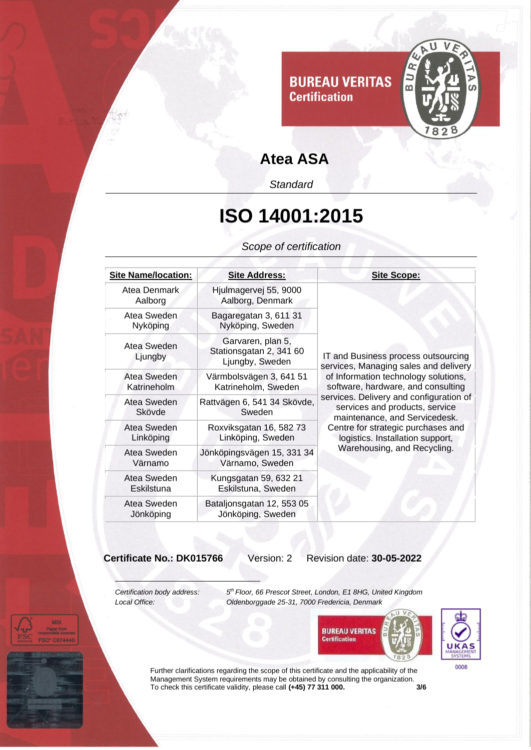BUREAU VERITAS
Certification

# Atea ASA

*Standard*

# ISO 14001:2015

*Scope of certification*

| Site Name/location: | Site Address: | Site Scope: |
|---|---|---|
| Atea Denmark Aalborg | Hjulmagervej 55, 9000 Aalborg, Denmark | IT and Business process outsourcing services, Managing sales and delivery of Information technology solutions, software, hardware, and consulting services. Delivery and configuration of services and products, service maintenance, and Servicedesk. Centre for strategic purchases and logistics. Installation support, Warehousing, and Recycling. |
| Atea Sweden Nyköping | Bagaregatan 3, 611 31 Nyköping, Sweden | |
| Atea Sweden Ljungby | Garvaren, plan 5, Stationsgatan 2, 341 60 Ljungby, Sweden | |
| Atea Sweden Katrineholm | Värmbolsvägen 3, 641 51 Katrineholm, Sweden | |
| Atea Sweden Skövde | Rattvägen 6, 541 34 Skövde, Sweden | |
| Atea Sweden Linköping | Roxviksgatan 16, 582 73 Linköping, Sweden | |
| Atea Sweden Värnamo | Jönköpingsvägen 15, 331 34 Värnamo, Sweden | |
| Atea Sweden Eskilstuna | Kungsgatan 59, 632 21 Eskilstuna, Sweden | |
| Atea Sweden Jönköping | Bataljonsgatan 12, 553 05 Jönköping, Sweden | |

**Certificate No.: DK015766** Version: 2 Revision date: **30-05-2022**

*Certification body address:* *5th Floor, 66 Prescot Street, London, E1 8HG, United Kingdom*
*Local Office:* *Oldenborggade 25-31, 7000 Fredericia, Denmark*

BUREAU VERITAS Certification

UKAS MANAGEMENT SYSTEMS 0008

MIX Paper from responsible sources FSC® C074440

Further clarifications regarding the scope of this certificate and the applicability of the Management System requirements may be obtained by consulting the organization.
To check this certificate validity, please call **(+45) 77 311 000.**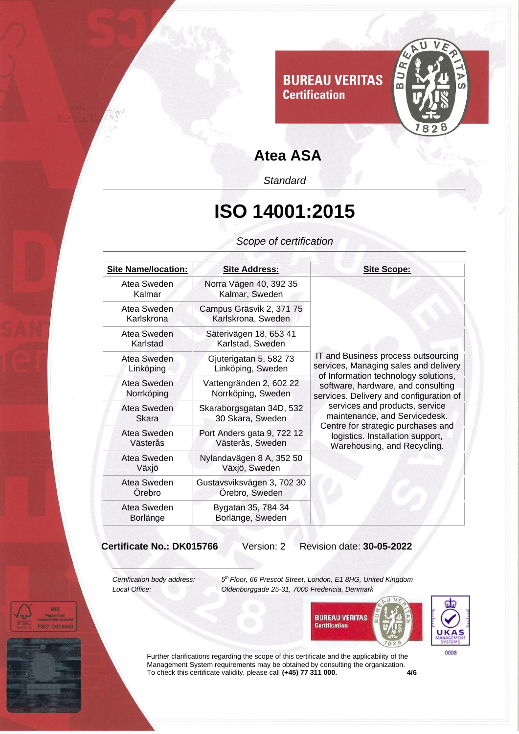BUREAU VERITAS
Certification

# Atea ASA

*Standard*

# ISO 14001:2015

*Scope of certification*

| Site Name/location: | Site Address: | Site Scope: |
|---|---|---|
| Atea Sweden Kalmar | Norra Vägen 40, 392 35 Kalmar, Sweden | IT and Business process outsourcing services, Managing sales and delivery of Information technology solutions, software, hardware, and consulting services. Delivery and configuration of services and products, service maintenance, and Servicedesk. Centre for strategic purchases and logistics. Installation support, Warehousing, and Recycling. |
| Atea Sweden Karlskrona | Campus Gräsvik 2, 371 75 Karlskrona, Sweden | |
| Atea Sweden Karlstad | Säterivägen 18, 653 41 Karlstad, Sweden | |
| Atea Sweden Linköping | Gjuterigatan 5, 582 73 Linköping, Sweden | |
| Atea Sweden Norrköping | Vattengränden 2, 602 22 Norrköping, Sweden | |
| Atea Sweden Skara | Skaraborgsgatan 34D, 532 30 Skara, Sweden | |
| Atea Sweden Västerås | Port Anders gata 9, 722 12 Västerås, Sweden | |
| Atea Sweden Växjö | Nylandavägen 8 A, 352 50 Växjö, Sweden | |
| Atea Sweden Örebro | Gustavsviksvägen 3, 702 30 Örebro, Sweden | |
| Atea Sweden Borlänge | Bygatan 35, 784 34 Borlänge, Sweden | |

**Certificate No.: DK015766** Version: 2 Revision date: **30-05-2022**

*Certification body address:* *5th Floor, 66 Prescot Street, London, E1 8HG, United Kingdom*
*Local Office:* *Oldenborggade 25-31, 7000 Fredericia, Denmark*

UKAS MANAGEMENT SYSTEMS 0008

Further clarifications regarding the scope of this certificate and the applicability of the Management System requirements may be obtained by consulting the organization.
To check this certificate validity, please call **(+45) 77 311 000.**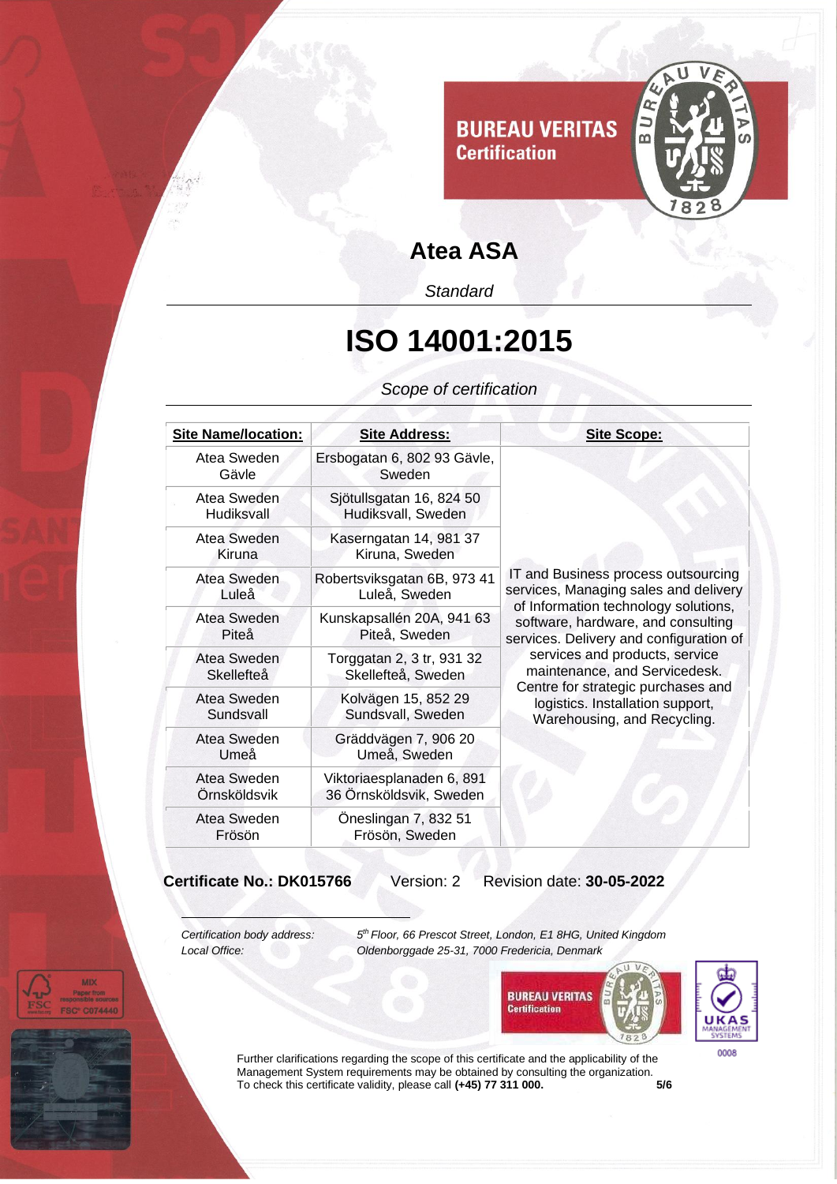BUREAU VERITAS
Certification

# Atea ASA

*Standard*

# ISO 14001:2015

*Scope of certification*

| Site Name/location: | Site Address: | Site Scope: |
|---|---|---|
| Atea Sweden Gävle | Ersbogatan 6, 802 93 Gävle, Sweden | IT and Business process outsourcing services, Managing sales and delivery of Information technology solutions, software, hardware, and consulting services. Delivery and configuration of services and products, service maintenance, and Servicedesk. Centre for strategic purchases and logistics. Installation support, Warehousing, and Recycling. |
| Atea Sweden Hudiksvall | Sjötullsgatan 16, 824 50 Hudiksvall, Sweden | |
| Atea Sweden Kiruna | Kaserngatan 14, 981 37 Kiruna, Sweden | |
| Atea Sweden Luleå | Robertsviksgatan 6B, 973 41 Luleå, Sweden | |
| Atea Sweden Piteå | Kunskapsallén 20A, 941 63 Piteå, Sweden | |
| Atea Sweden Skellefteå | Torggatan 2, 3 tr, 931 32 Skellefteå, Sweden | |
| Atea Sweden Sundsvall | Kolvägen 15, 852 29 Sundsvall, Sweden | |
| Atea Sweden Umeå | Gräddvägen 7, 906 20 Umeå, Sweden | |
| Atea Sweden Örnsköldsvik | Viktoriaesplanaden 6, 891 36 Örnsköldsvik, Sweden | |
| Atea Sweden Frösön | Öneslingan 7, 832 51 Frösön, Sweden | |

**Certificate No.: DK015766** Version: 2 Revision date: **30-05-2022**

*Certification body address:* *5th Floor, 66 Prescot Street, London, E1 8HG, United Kingdom*
*Local Office:* *Oldenborggade 25-31, 7000 Fredericia, Denmark*

Further clarifications regarding the scope of this certificate and the applicability of the Management System requirements may be obtained by consulting the organization.
To check this certificate validity, please call **(+45) 77 311 000.**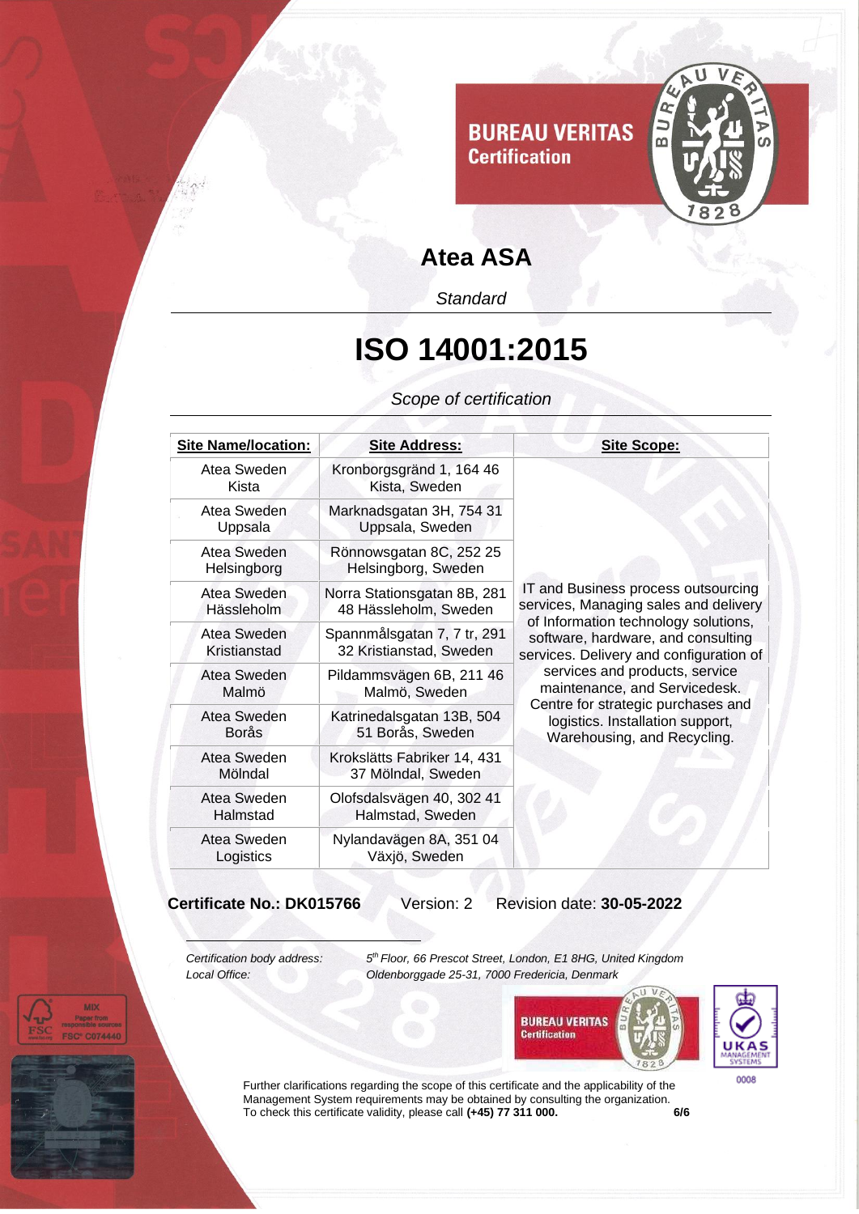BUREAU VERITAS
Certification

# Atea ASA

*Standard*

# ISO 14001:2015

*Scope of certification*

| Site Name/location: | Site Address: | Site Scope: |
|---|---|---|
| Atea Sweden Kista | Kronborgsgränd 1, 164 46 Kista, Sweden | IT and Business process outsourcing services, Managing sales and delivery of Information technology solutions, software, hardware, and consulting services. Delivery and configuration of services and products, service maintenance, and Servicedesk. Centre for strategic purchases and logistics. Installation support, Warehousing, and Recycling. |
| Atea Sweden Uppsala | Marknadsgatan 3H, 754 31 Uppsala, Sweden | |
| Atea Sweden Helsingborg | Rönnowsgatan 8C, 252 25 Helsingborg, Sweden | |
| Atea Sweden Hässleholm | Norra Stationsgatan 8B, 281 48 Hässleholm, Sweden | |
| Atea Sweden Kristianstad | Spannmålsgatan 7, 7 tr, 291 32 Kristianstad, Sweden | |
| Atea Sweden Malmö | Pildammsvägen 6B, 211 46 Malmö, Sweden | |
| Atea Sweden Borås | Katrinedalsgatan 13B, 504 51 Borås, Sweden | |
| Atea Sweden Mölndal | Krokslätts Fabriker 14, 431 37 Mölndal, Sweden | |
| Atea Sweden Halmstad | Olofsdalsvägen 40, 302 41 Halmstad, Sweden | |
| Atea Sweden Logistics | Nylandavägen 8A, 351 04 Växjö, Sweden | |

**Certificate No.: DK015766** Version: 2 Revision date: **30-05-2022**

*Certification body address:* *5th Floor, 66 Prescot Street, London, E1 8HG, United Kingdom*
*Local Office:* *Oldenborggade 25-31, 7000 Fredericia, Denmark*

BUREAU VERITAS Certification

UKAS MANAGEMENT SYSTEMS 0008

Further clarifications regarding the scope of this certificate and the applicability of the Management System requirements may be obtained by consulting the organization.
To check this certificate validity, please call **(+45) 77 311 000.**

MIX Paper from responsible sources FSC® C074440